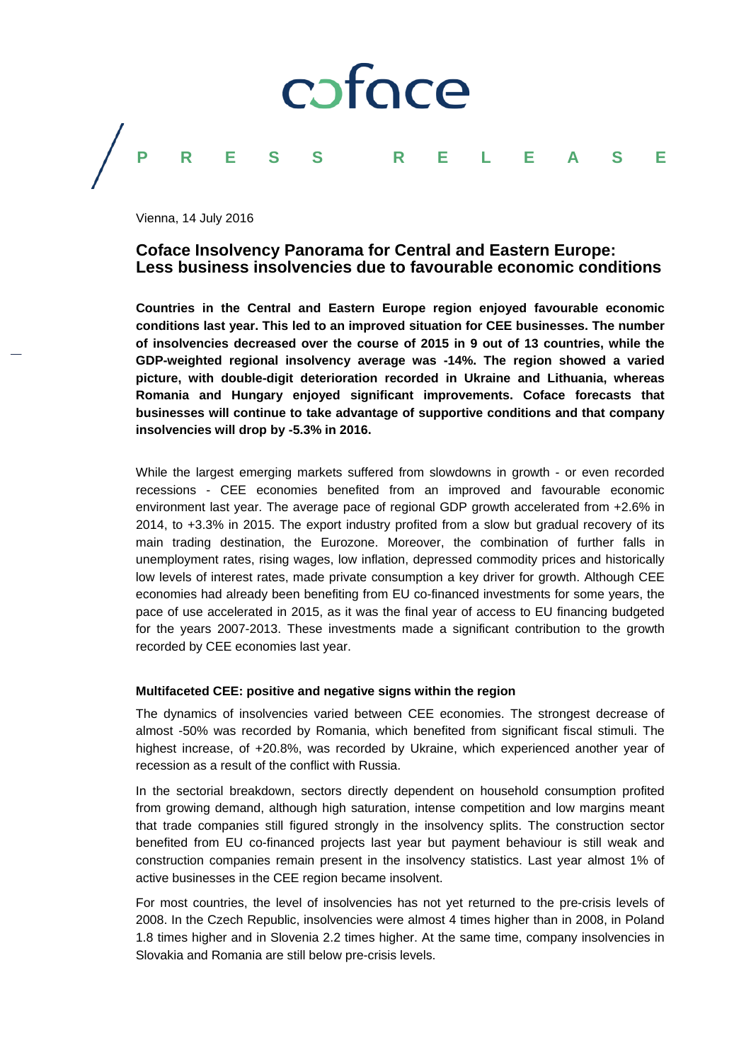coface

PRESS RELEASE

Vienna, 14 July 2016

## Coface Insolvency Panorama for Central and Eastern Europe: Less business insolvencies due to favourable economic conditions

**Countries in the Central and Eastern Europe region enjoyed favourable economic conditions last year. This led to an improved situation for CEE businesses. The number of insolvencies decreased over the course of 2015 in 9 out of 13 countries, while the GDP-weighted regional insolvency average was -14%. The region showed a varied picture, with double-digit deterioration recorded in Ukraine and Lithuania, whereas Romania and Hungary enjoyed significant improvements. Coface forecasts that businesses will continue to take advantage of supportive conditions and that company insolvencies will drop by -5.3% in 2016.**

While the largest emerging markets suffered from slowdowns in growth - or even recorded recessions - CEE economies benefited from an improved and favourable economic environment last year. The average pace of regional GDP growth accelerated from +2.6% in 2014, to +3.3% in 2015. The export industry profited from a slow but gradual recovery of its main trading destination, the Eurozone. Moreover, the combination of further falls in unemployment rates, rising wages, low inflation, depressed commodity prices and historically low levels of interest rates, made private consumption a key driver for growth. Although CEE economies had already been benefiting from EU co-financed investments for some years, the pace of use accelerated in 2015, as it was the final year of access to EU financing budgeted for the years 2007-2013. These investments made a significant contribution to the growth recorded by CEE economies last year.

### Multifaceted CEE: positive and negative signs within the region

The dynamics of insolvencies varied between CEE economies. The strongest decrease of almost -50% was recorded by Romania, which benefited from significant fiscal stimuli. The highest increase, of +20.8%, was recorded by Ukraine, which experienced another year of recession as a result of the conflict with Russia.

In the sectorial breakdown, sectors directly dependent on household consumption profited from growing demand, although high saturation, intense competition and low margins meant that trade companies still figured strongly in the insolvency splits. The construction sector benefited from EU co-financed projects last year but payment behaviour is still weak and construction companies remain present in the insolvency statistics. Last year almost 1% of active businesses in the CEE region became insolvent.

For most countries, the level of insolvencies has not yet returned to the pre-crisis levels of 2008. In the Czech Republic, insolvencies were almost 4 times higher than in 2008, in Poland 1.8 times higher and in Slovenia 2.2 times higher. At the same time, company insolvencies in Slovakia and Romania are still below pre-crisis levels.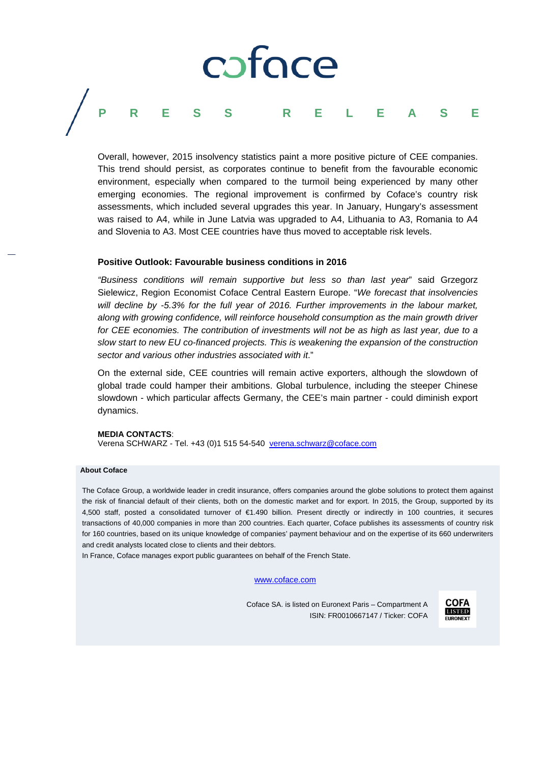Overall, however, 2015 insolvency statistics paint a more positive picture of CEE companies. This trend should persist, as corporates continue to benefit from the favourable economic environment, especially when compared to the turmoil being experienced by many other emerging economies. The regional improvement is confirmed by Coface's country risk assessments, which included several upgrades this year. In January, Hungary's assessment was raised to A4, while in June Latvia was upgraded to A4, Lithuania to A3, Romania to A4 and Slovenia to A3. Most CEE countries have thus moved to acceptable risk levels.

**Positive Outlook: Favourable business conditions in 2016**

"*Business conditions will remain supportive but less so than last year*" said Grzegorz Sielewicz, Region Economist Coface Central Eastern Europe. "*We forecast that insolvencies will decline by -5.3% for the full year of 2016. Further improvements in the labour market, along with growing confidence, will reinforce household consumption as the main growth driver for CEE economies. The contribution of investments will not be as high as last year, due to a slow start to new EU co-financed projects. This is weakening the expansion of the construction sector and various other industries associated with it.*"

On the external side, CEE countries will remain active exporters, although the slowdown of global trade could hamper their ambitions. Global turbulence, including the steeper Chinese slowdown - which particular affects Germany, the CEE's main partner - could diminish export dynamics.

**MEDIA CONTACTS**:
Verena SCHWARZ - Tel. +43 (0)1 515 54-540 verena.schwarz@coface.com

**About Coface**

The Coface Group, a worldwide leader in credit insurance, offers companies around the globe solutions to protect them against the risk of financial default of their clients, both on the domestic market and for export. In 2015, the Group, supported by its 4,500 staff, posted a consolidated turnover of €1.490 billion. Present directly or indirectly in 100 countries, it secures transactions of 40,000 companies in more than 200 countries. Each quarter, Coface publishes its assessments of country risk for 160 countries, based on its unique knowledge of companies' payment behaviour and on the expertise of its 660 underwriters and credit analysts located close to clients and their debtors.
In France, Coface manages export public guarantees on behalf of the French State.

www.coface.com

Coface SA. is listed on Euronext Paris – Compartment A
ISIN: FR0010667147 / Ticker: COFA